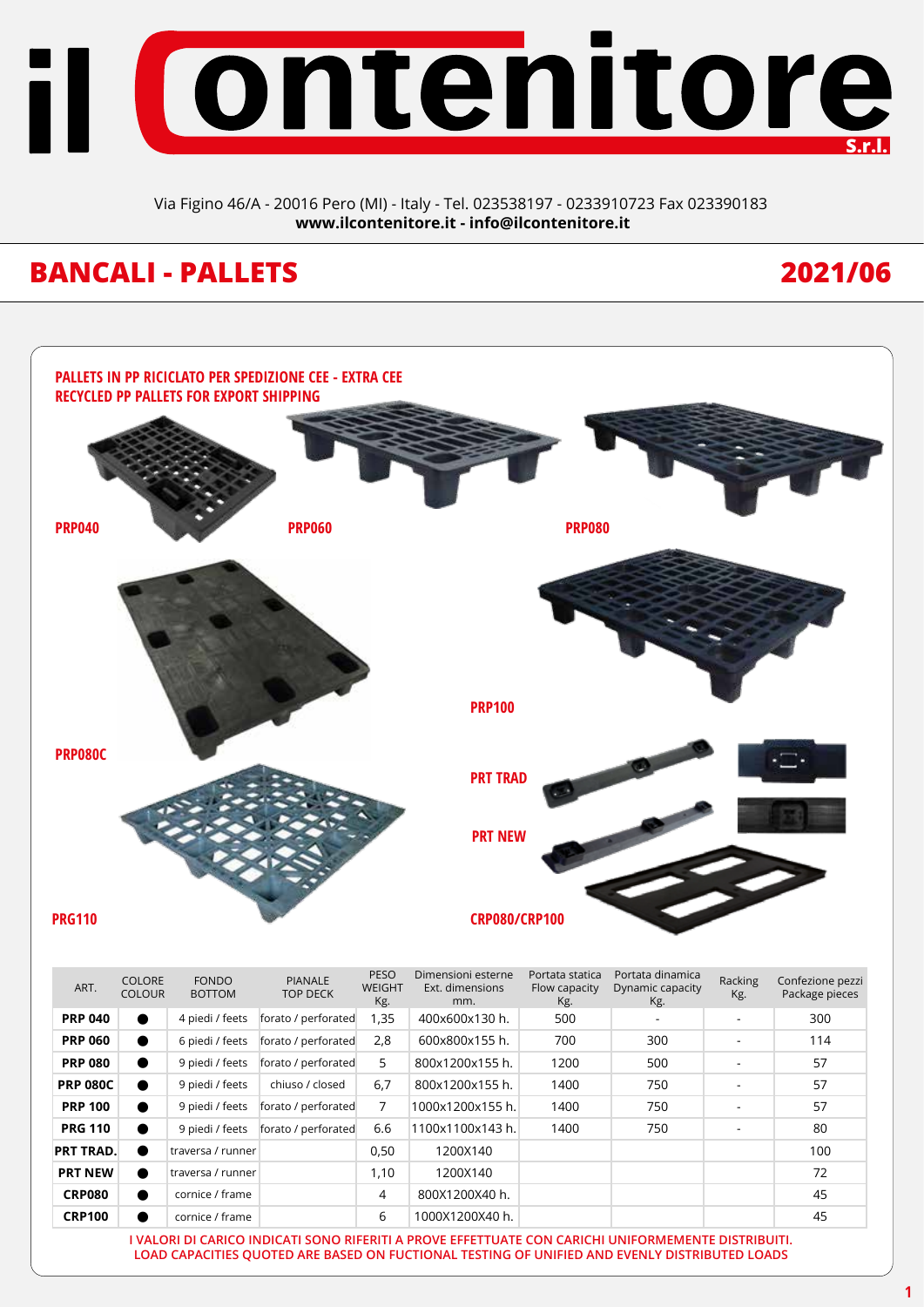# il Contenitore S.r.l.

Via Figino 46/A - 20016 Pero (MI) - Italy - Tel. 023538197 - 0233910723 Fax 023390183
**www.ilcontenitore.it - info@ilcontenitore.it**

## BANCALI - PALLETS

## 2021/06

### PALLETS IN PP RICICLATO PER SPEDIZIONE CEE - EXTRA CEE
### RECYCLED PP PALLETS FOR EXPORT SHIPPING

PRP040

PRP060

PRP080

PRP080C

PRP100

PRT TRAD

PRT NEW

PRG110

CRP080/CRP100

| ART. | COLORE COLOUR | FONDO BOTTOM | PIANALE TOP DECK | PESO WEIGHT Kg. | Dimensioni esterne Ext. dimensions mm. | Portata statica Flow capacity Kg. | Portata dinamica Dynamic capacity Kg. | Racking Kg. | Confezione pezzi Package pieces |
|---|---|---|---|---|---|---|---|---|---|
| **PRP 040** | ● | 4 piedi / feets | forato / perforated | 1,35 | 400x600x130 h. | 500 | - | - | 300 |
| **PRP 060** | ● | 6 piedi / feets | forato / perforated | 2,8 | 600x800x155 h. | 700 | 300 | - | 114 |
| **PRP 080** | ● | 9 piedi / feets | forato / perforated | 5 | 800x1200x155 h. | 1200 | 500 | - | 57 |
| **PRP 080C** | ● | 9 piedi / feets | chiuso / closed | 6,7 | 800x1200x155 h. | 1400 | 750 | - | 57 |
| **PRP 100** | ● | 9 piedi / feets | forato / perforated | 7 | 1000x1200x155 h. | 1400 | 750 | - | 57 |
| **PRG 110** | ● | 9 piedi / feets | forato / perforated | 6.6 | 1100x1100x143 h. | 1400 | 750 | - | 80 |
| **PRT TRAD.** | ● | traversa / runner | | 0,50 | 1200X140 | | | | 100 |
| **PRT NEW** | ● | traversa / runner | | 1,10 | 1200X140 | | | | 72 |
| **CRP080** | ● | cornice / frame | | 4 | 800X1200X40 h. | | | | 45 |
| **CRP100** | ● | cornice / frame | | 6 | 1000X1200X40 h. | | | | 45 |

I VALORI DI CARICO INDICATI SONO RIFERITI A PROVE EFFETTUATE CON CARICHI UNIFORMEMENTE DISTRIBUITI.
LOAD CAPACITIES QUOTED ARE BASED ON FUCTIONAL TESTING OF UNIFIED AND EVENLY DISTRIBUTED LOADS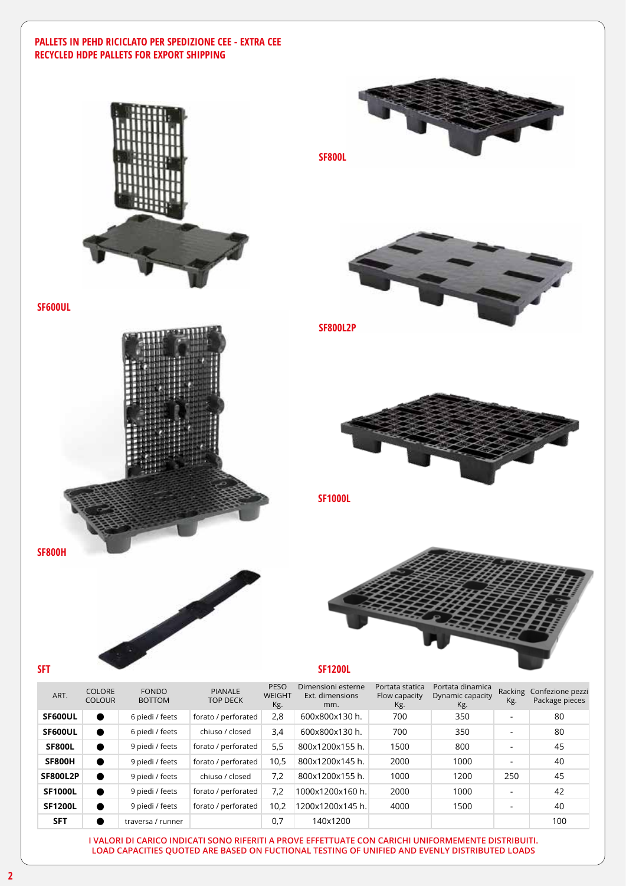## PALLETS IN PEHD RICICLATO PER SPEDIZIONE CEE - EXTRA CEE
## RECYCLED HDPE PALLETS FOR EXPORT SHIPPING

SF600UL

SF800L

SF800L2P

SF800H

SF1000L

SFT

SF1200L

| ART. | COLORE COLOUR | FONDO BOTTOM | PIANALE TOP DECK | PESO WEIGHT Kg. | Dimensioni esterne Ext. dimensions mm. | Portata statica Flow capacity Kg. | Portata dinamica Dynamic capacity Kg. | Racking Kg. | Confezione pezzi Package pieces |
|---|---|---|---|---|---|---|---|---|---|
| **SF600UL** | ● | 6 piedi / feets | forato / perforated | 2,8 | 600x800x130 h. | 700 | 350 | - | 80 |
| **SF600UL** | ● | 6 piedi / feets | chiuso / closed | 3,4 | 600x800x130 h. | 700 | 350 | - | 80 |
| **SF800L** | ● | 9 piedi / feets | forato / perforated | 5,5 | 800x1200x155 h. | 1500 | 800 | - | 45 |
| **SF800H** | ● | 9 piedi / feets | forato / perforated | 10,5 | 800x1200x145 h. | 2000 | 1000 | - | 40 |
| **SF800L2P** | ● | 9 piedi / feets | chiuso / closed | 7,2 | 800x1200x155 h. | 1000 | 1200 | 250 | 45 |
| **SF1000L** | ● | 9 piedi / feets | forato / perforated | 7,2 | 1000x1200x160 h. | 2000 | 1000 | - | 42 |
| **SF1200L** | ● | 9 piedi / feets | forato / perforated | 10,2 | 1200x1200x145 h. | 4000 | 1500 | - | 40 |
| **SFT** | ● | traversa / runner | | 0,7 | 140x1200 | | | | 100 |

**I VALORI DI CARICO INDICATI SONO RIFERITI A PROVE EFFETTUATE CON CARICHI UNIFORMEMENTE DISTRIBUITI.**
**LOAD CAPACITIES QUOTED ARE BASED ON FUCTIONAL TESTING OF UNIFIED AND EVENLY DISTRIBUTED LOADS**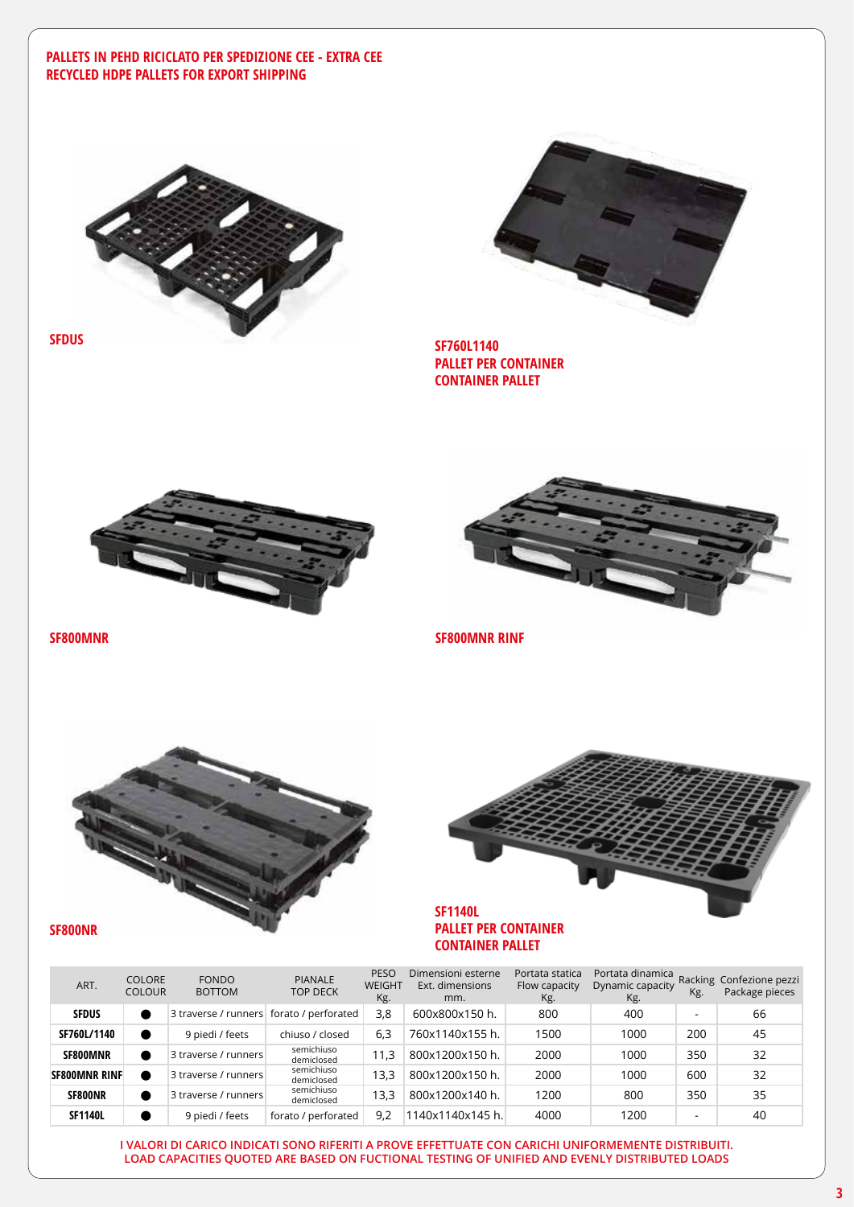## PALLETS IN PEHD RICICLATO PER SPEDIZIONE CEE - EXTRA CEE
## RECYCLED HDPE PALLETS FOR EXPORT SHIPPING

**SFDUS**

**SF760L1140**
**PALLET PER CONTAINER**
**CONTAINER PALLET**

**SF800MNR**

**SF800MNR RINF**

**SF800NR**

**SF1140L**
**PALLET PER CONTAINER**
**CONTAINER PALLET**

| ART. | COLORE COLOUR | FONDO BOTTOM | PIANALE TOP DECK | PESO WEIGHT Kg. | Dimensioni esterne Ext. dimensions mm. | Portata statica Flow capacity Kg. | Portata dinamica Dynamic capacity Kg. | Racking Kg. | Confezione pezzi Package pieces |
|---|---|---|---|---|---|---|---|---|---|
| **SFDUS** | ● | 3 traverse / runners | forato / perforated | 3,8 | 600x800x150 h. | 800 | 400 | - | 66 |
| **SF760L/1140** | ● | 9 piedi / feets | chiuso / closed | 6,3 | 760x1140x155 h. | 1500 | 1000 | 200 | 45 |
| **SF800MNR** | ● | 3 traverse / runners | semichiuso demiclosed | 11,3 | 800x1200x150 h. | 2000 | 1000 | 350 | 32 |
| **SF800MNR RINF** | ● | 3 traverse / runners | semichiuso demiclosed | 13,3 | 800x1200x150 h. | 2000 | 1000 | 600 | 32 |
| **SF800NR** | ● | 3 traverse / runners | semichiuso demiclosed | 13,3 | 800x1200x140 h. | 1200 | 800 | 350 | 35 |
| **SF1140L** | ● | 9 piedi / feets | forato / perforated | 9,2 | 1140x1140x145 h. | 4000 | 1200 | - | 40 |

**I VALORI DI CARICO INDICATI SONO RIFERITI A PROVE EFFETTUATE CON CARICHI UNIFORMEMENTE DISTRIBUITI.**
**LOAD CAPACITIES QUOTED ARE BASED ON FUCTIONAL TESTING OF UNIFIED AND EVENLY DISTRIBUTED LOADS**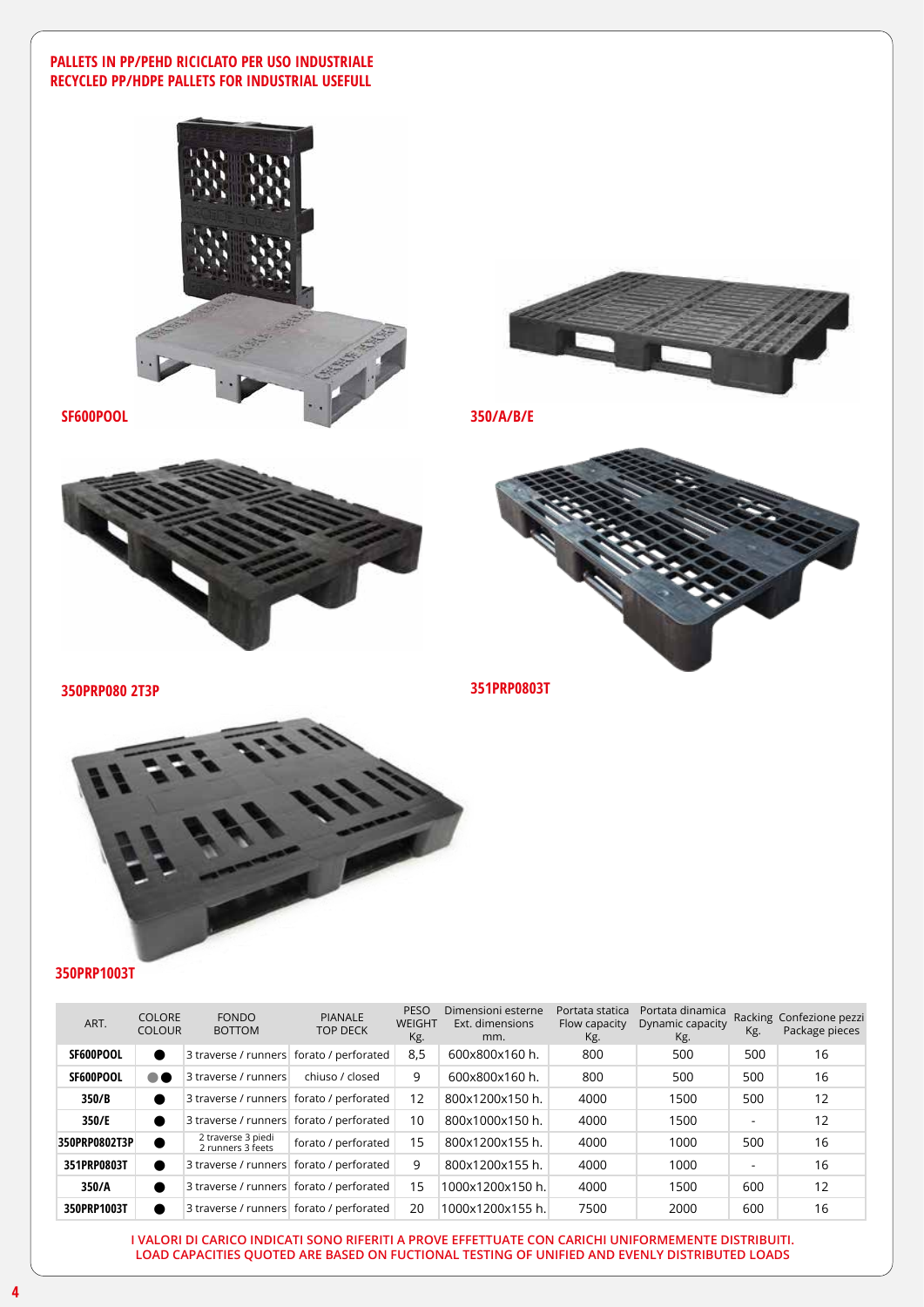## PALLETS IN PP/PEHD RICICLATO PER USO INDUSTRIALE
## RECYCLED PP/HDPE PALLETS FOR INDUSTRIAL USEFULL

**SF600POOL**

**350/A/B/E**

**350PRP080 2T3P**

**351PRP0803T**

**350PRP1003T**

| ART. | COLORE COLOUR | FONDO BOTTOM | PIANALE TOP DECK | PESO WEIGHT Kg. | Dimensioni esterne Ext. dimensions mm. | Portata statica Flow capacity Kg. | Portata dinamica Dynamic capacity Kg. | Racking Kg. | Confezione pezzi Package pieces |
|---|---|---|---|---|---|---|---|---|---|
| **SF600POOL** | ● | 3 traverse / runners | forato / perforated | 8,5 | 600x800x160 h. | 800 | 500 | 500 | 16 |
| **SF600POOL** | ●● | 3 traverse / runners | chiuso / closed | 9 | 600x800x160 h. | 800 | 500 | 500 | 16 |
| **350/B** | ● | 3 traverse / runners | forato / perforated | 12 | 800x1200x150 h. | 4000 | 1500 | 500 | 12 |
| **350/E** | ● | 3 traverse / runners | forato / perforated | 10 | 800x1000x150 h. | 4000 | 1500 | - | 12 |
| **350PRP0802T3P** | ● | 2 traverse 3 piedi 2 runners 3 feets | forato / perforated | 15 | 800x1200x155 h. | 4000 | 1000 | 500 | 16 |
| **351PRP0803T** | ● | 3 traverse / runners | forato / perforated | 9 | 800x1200x155 h. | 4000 | 1000 | - | 16 |
| **350/A** | ● | 3 traverse / runners | forato / perforated | 15 | 1000x1200x150 h. | 4000 | 1500 | 600 | 12 |
| **350PRP1003T** | ● | 3 traverse / runners | forato / perforated | 20 | 1000x1200x155 h. | 7500 | 2000 | 600 | 16 |

I VALORI DI CARICO INDICATI SONO RIFERITI A PROVE EFFETTUATE CON CARICHI UNIFORMEMENTE DISTRIBUITI.
LOAD CAPACITIES QUOTED ARE BASED ON FUCTIONAL TESTING OF UNIFIED AND EVENLY DISTRIBUTED LOADS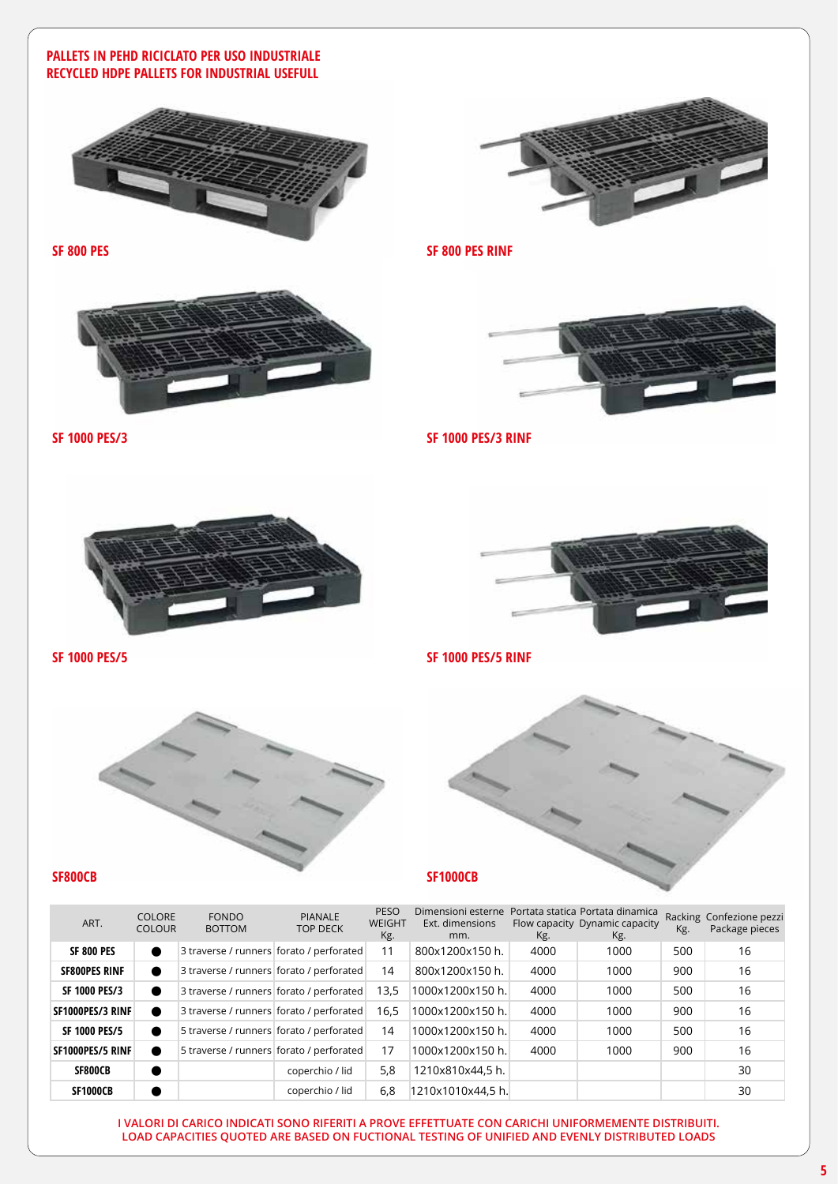## PALLETS IN PEHD RICICLATO PER USO INDUSTRIALE
## RECYCLED HDPE PALLETS FOR INDUSTRIAL USEFULL

**SF 800 PES**

**SF 800 PES RINF**

**SF 1000 PES/3**

**SF 1000 PES/3 RINF**

**SF 1000 PES/5**

**SF 1000 PES/5 RINF**

**SF800CB**

**SF1000CB**

| ART. | COLORE COLOUR | FONDO BOTTOM | PIANALE TOP DECK | PESO WEIGHT Kg. | Dimensioni esterne Ext. dimensions mm. | Portata statica Flow capacity Kg. | Portata dinamica Dynamic capacity Kg. | Racking Kg. | Confezione pezzi Package pieces |
|---|---|---|---|---|---|---|---|---|---|
| **SF 800 PES** | ● | 3 traverse / runners | forato / perforated | 11 | 800x1200x150 h. | 4000 | 1000 | 500 | 16 |
| **SF800PES RINF** | ● | 3 traverse / runners | forato / perforated | 14 | 800x1200x150 h. | 4000 | 1000 | 900 | 16 |
| **SF 1000 PES/3** | ● | 3 traverse / runners | forato / perforated | 13,5 | 1000x1200x150 h. | 4000 | 1000 | 500 | 16 |
| **SF1000PES/3 RINF** | ● | 3 traverse / runners | forato / perforated | 16,5 | 1000x1200x150 h. | 4000 | 1000 | 900 | 16 |
| **SF 1000 PES/5** | ● | 5 traverse / runners | forato / perforated | 14 | 1000x1200x150 h. | 4000 | 1000 | 500 | 16 |
| **SF1000PES/5 RINF** | ● | 5 traverse / runners | forato / perforated | 17 | 1000x1200x150 h. | 4000 | 1000 | 900 | 16 |
| **SF800CB** | ● | | coperchio / lid | 5,8 | 1210x810x44,5 h. | | | | 30 |
| **SF1000CB** | ● | | coperchio / lid | 6,8 | 1210x1010x44,5 h. | | | | 30 |

I VALORI DI CARICO INDICATI SONO RIFERITI A PROVE EFFETTUATE CON CARICHI UNIFORMEMENTE DISTRIBUITI.
LOAD CAPACITIES QUOTED ARE BASED ON FUCTIONAL TESTING OF UNIFIED AND EVENLY DISTRIBUTED LOADS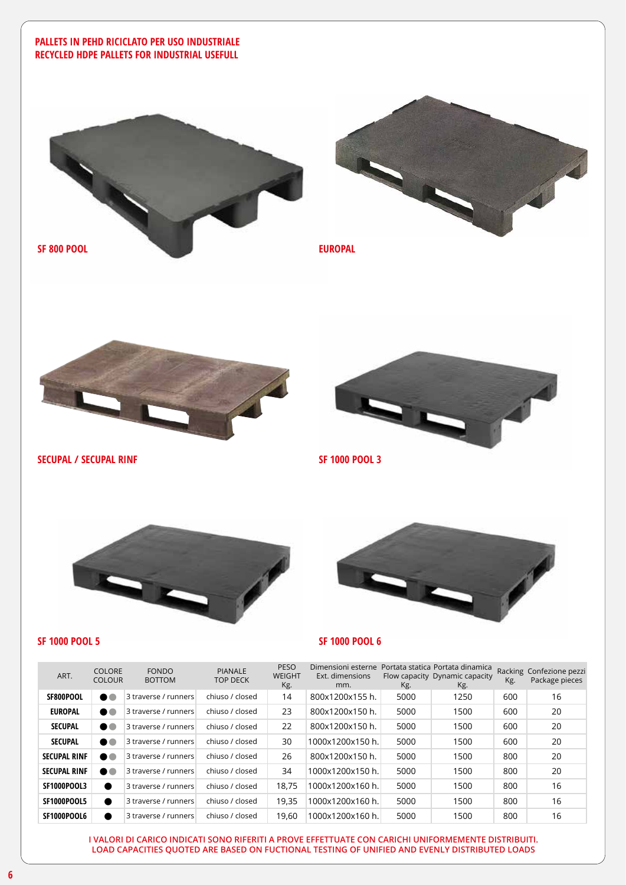## PALLETS IN PEHD RICICLATO PER USO INDUSTRIALE
## RECYCLED HDPE PALLETS FOR INDUSTRIAL USEFULL

**SF 800 POOL**

**EUROPAL**

**SECUPAL / SECUPAL RINF**

**SF 1000 POOL 3**

**SF 1000 POOL 5**

**SF 1000 POOL 6**

| ART. | COLORE COLOUR | FONDO BOTTOM | PIANALE TOP DECK | PESO WEIGHT Kg. | Dimensioni esterne Ext. dimensions mm. | Portata statica Flow capacity Kg. | Portata dinamica Dynamic capacity Kg. | Racking Kg. | Confezione pezzi Package pieces |
|---|---|---|---|---|---|---|---|---|---|
| **SF800POOL** | ●● | 3 traverse / runners | chiuso / closed | 14 | 800x1200x155 h. | 5000 | 1250 | 600 | 16 |
| **EUROPAL** | ●● | 3 traverse / runners | chiuso / closed | 23 | 800x1200x150 h. | 5000 | 1500 | 600 | 20 |
| **SECUPAL** | ●● | 3 traverse / runners | chiuso / closed | 22 | 800x1200x150 h. | 5000 | 1500 | 600 | 20 |
| **SECUPAL** | ●● | 3 traverse / runners | chiuso / closed | 30 | 1000x1200x150 h. | 5000 | 1500 | 600 | 20 |
| **SECUPAL RINF** | ●● | 3 traverse / runners | chiuso / closed | 26 | 800x1200x150 h. | 5000 | 1500 | 800 | 20 |
| **SECUPAL RINF** | ●● | 3 traverse / runners | chiuso / closed | 34 | 1000x1200x150 h. | 5000 | 1500 | 800 | 20 |
| **SF1000POOL3** | ● | 3 traverse / runners | chiuso / closed | 18,75 | 1000x1200x160 h. | 5000 | 1500 | 800 | 16 |
| **SF1000POOL5** | ● | 3 traverse / runners | chiuso / closed | 19,35 | 1000x1200x160 h. | 5000 | 1500 | 800 | 16 |
| **SF1000POOL6** | ● | 3 traverse / runners | chiuso / closed | 19,60 | 1000x1200x160 h. | 5000 | 1500 | 800 | 16 |

**I VALORI DI CARICO INDICATI SONO RIFERITI A PROVE EFFETTUATE CON CARICHI UNIFORMEMENTE DISTRIBUITI.**
**LOAD CAPACITIES QUOTED ARE BASED ON FUCTIONAL TESTING OF UNIFIED AND EVENLY DISTRIBUTED LOADS**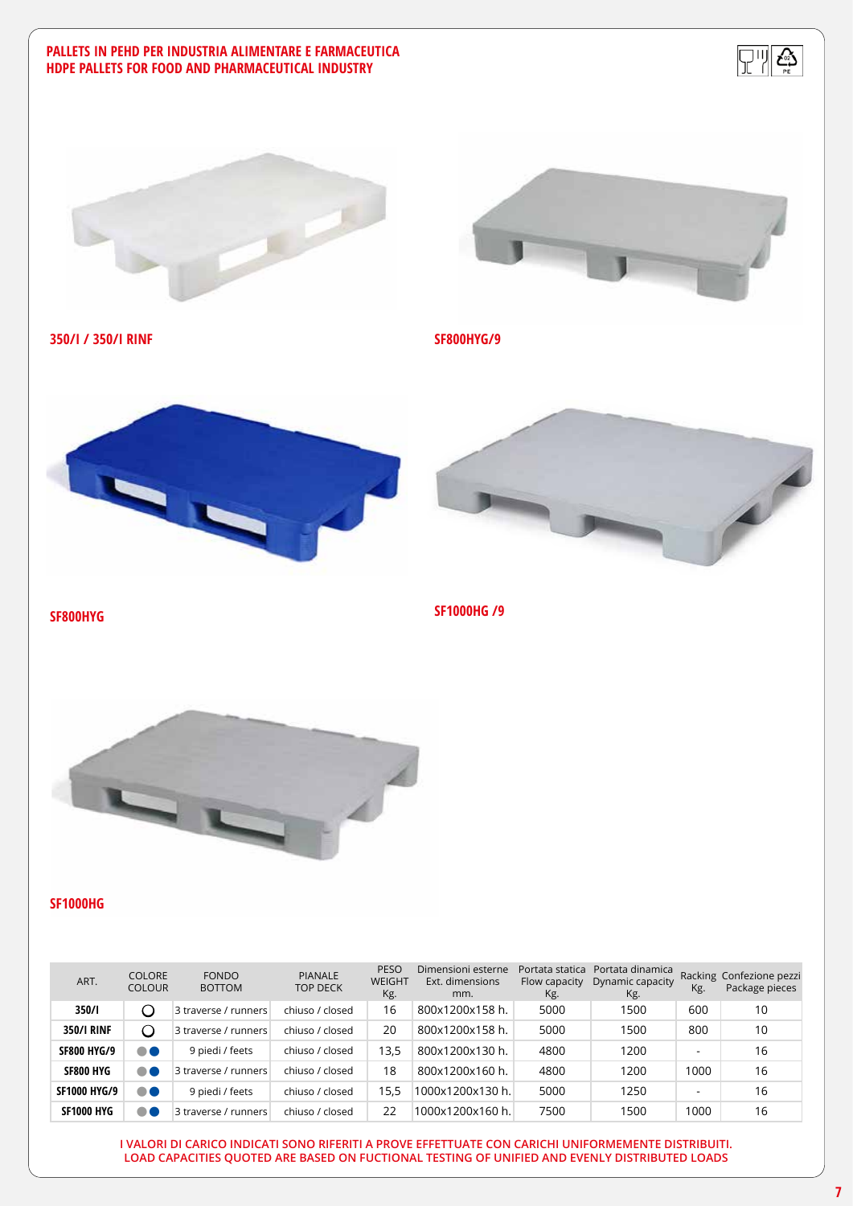## PALLETS IN PEHD PER INDUSTRIA ALIMENTARE E FARMACEUTICA
## HDPE PALLETS FOR FOOD AND PHARMACEUTICAL INDUSTRY

**350/I / 350/I RINF**

**SF800HYG/9**

**SF800HYG**

**SF1000HG /9**

**SF1000HG**

| ART. | COLORE COLOUR | FONDO BOTTOM | PIANALE TOP DECK | PESO WEIGHT Kg. | Dimensioni esterne Ext. dimensions mm. | Portata statica Flow capacity Kg. | Portata dinamica Dynamic capacity Kg. | Racking Kg. | Confezione pezzi Package pieces |
|---|---|---|---|---|---|---|---|---|---|
| **350/I** | ○ | 3 traverse / runners | chiuso / closed | 16 | 800x1200x158 h. | 5000 | 1500 | 600 | 10 |
| **350/I RINF** | ○ | 3 traverse / runners | chiuso / closed | 20 | 800x1200x158 h. | 5000 | 1500 | 800 | 10 |
| **SF800 HYG/9** | ●● | 9 piedi / feets | chiuso / closed | 13,5 | 800x1200x130 h. | 4800 | 1200 | - | 16 |
| **SF800 HYG** | ●● | 3 traverse / runners | chiuso / closed | 18 | 800x1200x160 h. | 4800 | 1200 | 1000 | 16 |
| **SF1000 HYG/9** | ●● | 9 piedi / feets | chiuso / closed | 15,5 | 1000x1200x130 h. | 5000 | 1250 | - | 16 |
| **SF1000 HYG** | ●● | 3 traverse / runners | chiuso / closed | 22 | 1000x1200x160 h. | 7500 | 1500 | 1000 | 16 |

I VALORI DI CARICO INDICATI SONO RIFERITI A PROVE EFFETTUATE CON CARICHI UNIFORMEMENTE DISTRIBUITI.
LOAD CAPACITIES QUOTED ARE BASED ON FUCTIONAL TESTING OF UNIFIED AND EVENLY DISTRIBUTED LOADS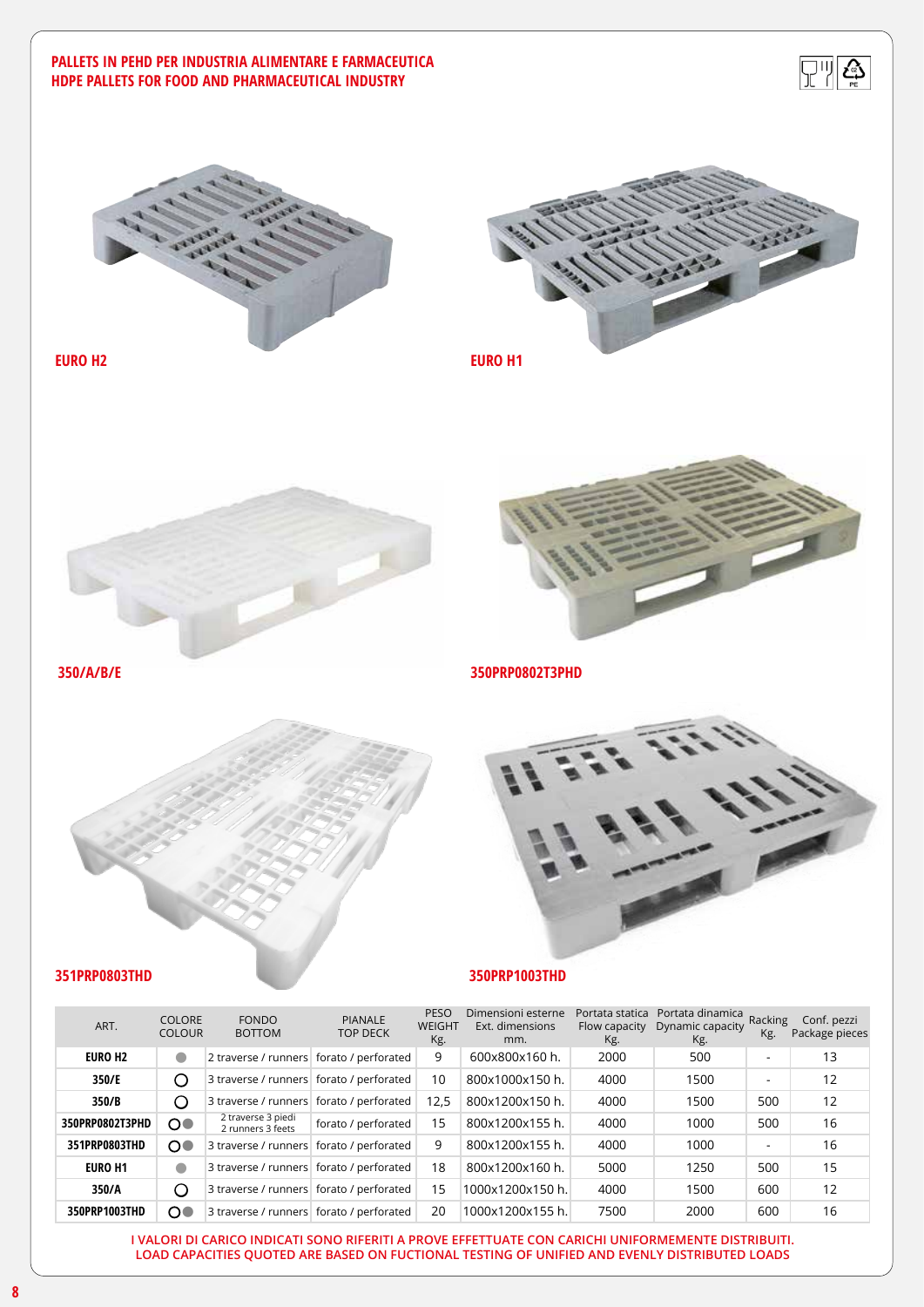## PALLETS IN PEHD PER INDUSTRIA ALIMENTARE E FARMACEUTICA
## HDPE PALLETS FOR FOOD AND PHARMACEUTICAL INDUSTRY

EURO H2

EURO H1

350/A/B/E

350PRP0802T3PHD

351PRP0803THD

350PRP1003THD

| ART. | COLORE COLOUR | FONDO BOTTOM | PIANALE TOP DECK | PESO WEIGHT Kg. | Dimensioni esterne Ext. dimensions mm. | Portata statica Flow capacity Kg. | Portata dinamica Dynamic capacity Kg. | Racking Kg. | Conf. pezzi Package pieces |
|---|---|---|---|---|---|---|---|---|---|
| **EURO H2** | ● | 2 traverse / runners | forato / perforated | 9 | 600x800x160 h. | 2000 | 500 | - | 13 |
| **350/E** | ○ | 3 traverse / runners | forato / perforated | 10 | 800x1000x150 h. | 4000 | 1500 | - | 12 |
| **350/B** | ○ | 3 traverse / runners | forato / perforated | 12,5 | 800x1200x150 h. | 4000 | 1500 | 500 | 12 |
| **350PRP0802T3PHD** | ○● | 2 traverse 3 piedi 2 runners 3 feets | forato / perforated | 15 | 800x1200x155 h. | 4000 | 1000 | 500 | 16 |
| **351PRP0803THD** | ○● | 3 traverse / runners | forato / perforated | 9 | 800x1200x155 h. | 4000 | 1000 | - | 16 |
| **EURO H1** | ● | 3 traverse / runners | forato / perforated | 18 | 800x1200x160 h. | 5000 | 1250 | 500 | 15 |
| **350/A** | ○ | 3 traverse / runners | forato / perforated | 15 | 1000x1200x150 h. | 4000 | 1500 | 600 | 12 |
| **350PRP1003THD** | ○● | 3 traverse / runners | forato / perforated | 20 | 1000x1200x155 h. | 7500 | 2000 | 600 | 16 |

I VALORI DI CARICO INDICATI SONO RIFERITI A PROVE EFFETTUATE CON CARICHI UNIFORMEMENTE DISTRIBUITI.
LOAD CAPACITIES QUOTED ARE BASED ON FUCTIONAL TESTING OF UNIFIED AND EVENLY DISTRIBUTED LOADS